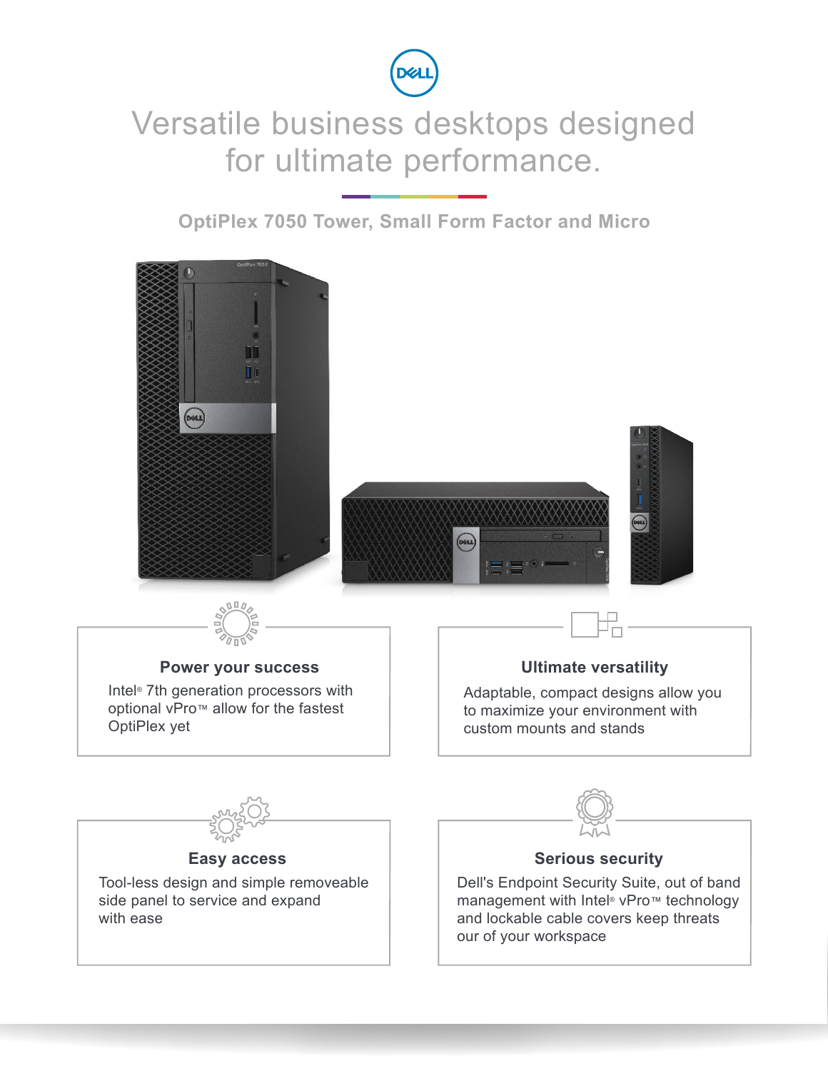# Versatile business desktops designed for ultimate performance.

## OptiPlex 7050 Tower, Small Form Factor and Micro

### Power your success

Intel® 7th generation processors with optional vPro™ allow for the fastest OptiPlex yet

### Ultimate versatility

Adaptable, compact designs allow you to maximize your environment with custom mounts and stands

### Easy access

Tool-less design and simple removeable side panel to service and expand with ease

### Serious security

Dell's Endpoint Security Suite, out of band management with Intel® vPro™ technology and lockable cable covers keep threats our of your workspace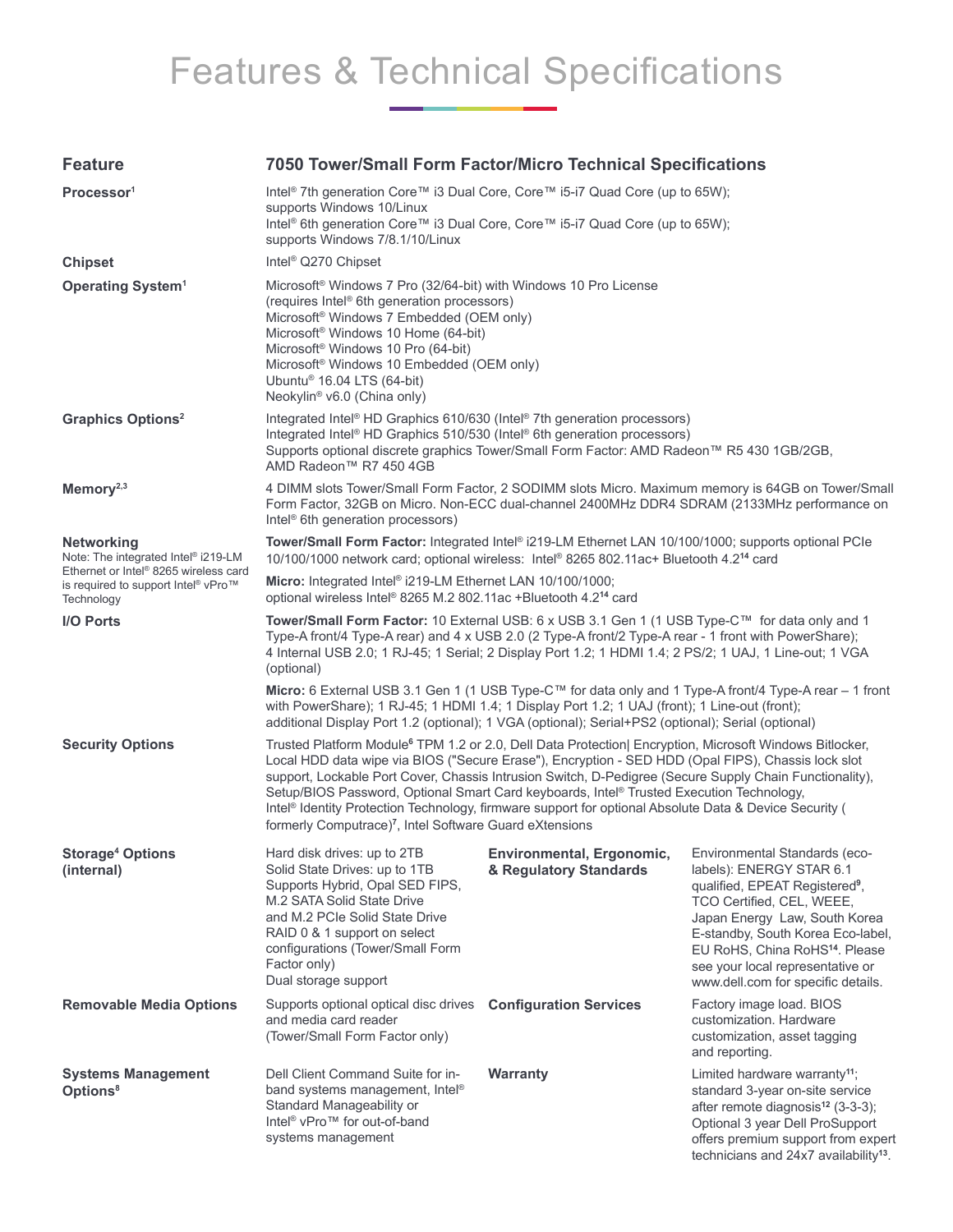# Features & Technical Specifications

| Feature | 7050 Tower/Small Form Factor/Micro Technical Specifications |
|---|---|
| **Processor**[1] | Intel® 7th generation Core™ i3 Dual Core, Core™ i5-i7 Quad Core (up to 65W); supports Windows 10/Linux<br>Intel® 6th generation Core™ i3 Dual Core, Core™ i5-i7 Quad Core (up to 65W); supports Windows 7/8.1/10/Linux |
| **Chipset** | Intel® Q270 Chipset |
| **Operating System**[1] | Microsoft® Windows 7 Pro (32/64-bit) with Windows 10 Pro License (requires Intel® 6th generation processors)<br>Microsoft® Windows 7 Embedded (OEM only)<br>Microsoft® Windows 10 Home (64-bit)<br>Microsoft® Windows 10 Pro (64-bit)<br>Microsoft® Windows 10 Embedded (OEM only)<br>Ubuntu® 16.04 LTS (64-bit)<br>Neokylin® v6.0 (China only) |
| **Graphics Options**[2] | Integrated Intel® HD Graphics 610/630 (Intel® 7th generation processors)<br>Integrated Intel® HD Graphics 510/530 (Intel® 6th generation processors)<br>Supports optional discrete graphics Tower/Small Form Factor: AMD Radeon™ R5 430 1GB/2GB, AMD Radeon™ R7 450 4GB |
| **Memory**[2,3] | 4 DIMM slots Tower/Small Form Factor, 2 SODIMM slots Micro. Maximum memory is 64GB on Tower/Small Form Factor, 32GB on Micro. Non-ECC dual-channel 2400MHz DDR4 SDRAM (2133MHz performance on Intel® 6th generation processors) |
| **Networking**<br>Note: The integrated Intel® i219-LM Ethernet or Intel® 8265 wireless card is required to support Intel® vPro™ Technology | **Tower/Small Form Factor:** Integrated Intel® i219-LM Ethernet LAN 10/100/1000; supports optional PCIe 10/100/1000 network card; optional wireless: Intel® 8265 802.11ac+ Bluetooth 4.2[14] card<br>**Micro:** Integrated Intel® i219-LM Ethernet LAN 10/100/1000; optional wireless Intel® 8265 M.2 802.11ac +Bluetooth 4.2[14] card |
| **I/O Ports** | **Tower/Small Form Factor:** 10 External USB: 6 x USB 3.1 Gen 1 (1 USB Type-C™ for data only and 1 Type-A front/4 Type-A rear) and 4 x USB 2.0 (2 Type-A front/2 Type-A rear - 1 front with PowerShare); 4 Internal USB 2.0; 1 RJ-45; 1 Serial; 2 Display Port 1.2; 1 HDMI 1.4; 2 PS/2; 1 UAJ, 1 Line-out; 1 VGA (optional)<br>**Micro:** 6 External USB 3.1 Gen 1 (1 USB Type-C™ for data only and 1 Type-A front/4 Type-A rear – 1 front with PowerShare); 1 RJ-45; 1 HDMI 1.4; 1 Display Port 1.2; 1 UAJ (front); 1 Line-out (front); additional Display Port 1.2 (optional); 1 VGA (optional); Serial+PS2 (optional); Serial (optional) |
| **Security Options** | Trusted Platform Module[6] TPM 1.2 or 2.0, Dell Data Protection\| Encryption, Microsoft Windows Bitlocker, Local HDD data wipe via BIOS ("Secure Erase"), Encryption - SED HDD (Opal FIPS), Chassis lock slot support, Lockable Port Cover, Chassis Intrusion Switch, D-Pedigree (Secure Supply Chain Functionality), Setup/BIOS Password, Optional Smart Card keyboards, Intel® Trusted Execution Technology, Intel® Identity Protection Technology, firmware support for optional Absolute Data & Device Security ( formerly Computrace)[7], Intel Software Guard eXtensions |

| Feature | Specification | Feature | Specification |
|---|---|---|---|
| **Storage[4] Options (internal)** | Hard disk drives: up to 2TB<br>Solid State Drives: up to 1TB<br>Supports Hybrid, Opal SED FIPS, M.2 SATA Solid State Drive and M.2 PCIe Solid State Drive<br>RAID 0 & 1 support on select configurations (Tower/Small Form Factor only)<br>Dual storage support | **Environmental, Ergonomic, & Regulatory Standards** | Environmental Standards (eco-labels): ENERGY STAR 6.1 qualified, EPEAT Registered[9], TCO Certified, CEL, WEEE, Japan Energy Law, South Korea E-standby, South Korea Eco-label, EU RoHS, China RoHS[14]. Please see your local representative or www.dell.com for specific details. |
| **Removable Media Options** | Supports optional optical disc drives and media card reader (Tower/Small Form Factor only) | **Configuration Services** | Factory image load. BIOS customization. Hardware customization, asset tagging and reporting. |
| **Systems Management Options**[8] | Dell Client Command Suite for in-band systems management, Intel® Standard Manageability or Intel® vPro™ for out-of-band systems management | **Warranty** | Limited hardware warranty[11]; standard 3-year on-site service after remote diagnosis[12] (3-3-3); Optional 3 year Dell ProSupport offers premium support from expert technicians and 24x7 availability[13]. |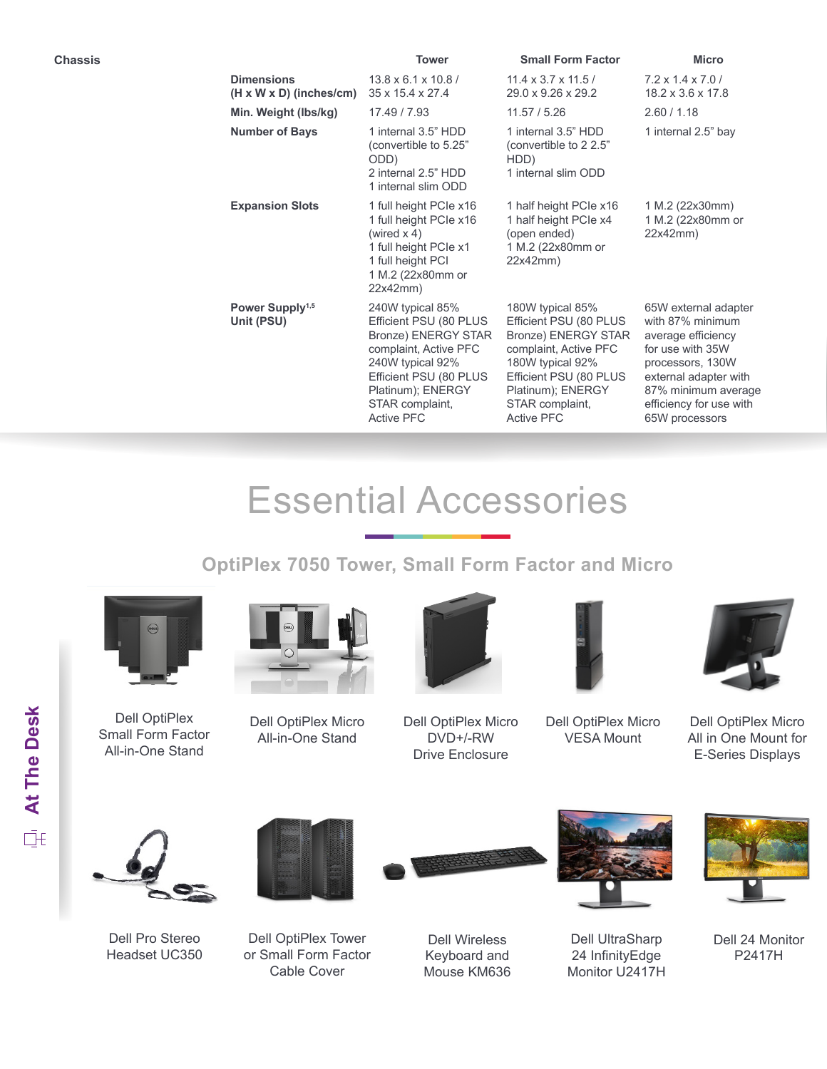## Chassis

| | Tower | Small Form Factor | Micro |
|---|---|---|---|
| **Dimensions (H x W x D) (inches/cm)** | 13.8 x 6.1 x 10.8 / 35 x 15.4 x 27.4 | 11.4 x 3.7 x 11.5 / 29.0 x 9.26 x 29.2 | 7.2 x 1.4 x 7.0 / 18.2 x 3.6 x 17.8 |
| **Min. Weight (lbs/kg)** | 17.49 / 7.93 | 11.57 / 5.26 | 2.60 / 1.18 |
| **Number of Bays** | 1 internal 3.5" HDD (convertible to 5.25" ODD)<br>2 internal 2.5" HDD<br>1 internal slim ODD | 1 internal 3.5" HDD (convertible to 2 2.5" HDD)<br>1 internal slim ODD | 1 internal 2.5" bay |
| **Expansion Slots** | 1 full height PCIe x16<br>1 full height PCIe x16 (wired x 4)<br>1 full height PCIe x1<br>1 full height PCI<br>1 M.2 (22x80mm or 22x42mm) | 1 half height PCIe x16<br>1 half height PCIe x4 (open ended)<br>1 M.2 (22x80mm or 22x42mm) | 1 M.2 (22x30mm)<br>1 M.2 (22x80mm or 22x42mm) |
| **Power Supply[1,5] Unit (PSU)** | 240W typical 85% Efficient PSU (80 PLUS Bronze) ENERGY STAR complaint, Active PFC<br>240W typical 92% Efficient PSU (80 PLUS Platinum); ENERGY STAR complaint, Active PFC | 180W typical 85% Efficient PSU (80 PLUS Bronze) ENERGY STAR complaint, Active PFC<br>180W typical 92% Efficient PSU (80 PLUS Platinum); ENERGY STAR complaint, Active PFC | 65W external adapter with 87% minimum average efficiency for use with 35W processors, 130W external adapter with 87% minimum average efficiency for use with 65W processors |

# Essential Accessories

## OptiPlex 7050 Tower, Small Form Factor and Micro

- Dell OptiPlex Small Form Factor All-in-One Stand
- Dell OptiPlex Micro All-in-One Stand
- Dell OptiPlex Micro DVD+/-RW Drive Enclosure
- Dell OptiPlex Micro VESA Mount
- Dell OptiPlex Micro All in One Mount for E-Series Displays
- Dell Pro Stereo Headset UC350
- Dell OptiPlex Tower or Small Form Factor Cable Cover
- Dell Wireless Keyboard and Mouse KM636
- Dell UltraSharp 24 InfinityEdge Monitor U2417H
- Dell 24 Monitor P2417H

At The Desk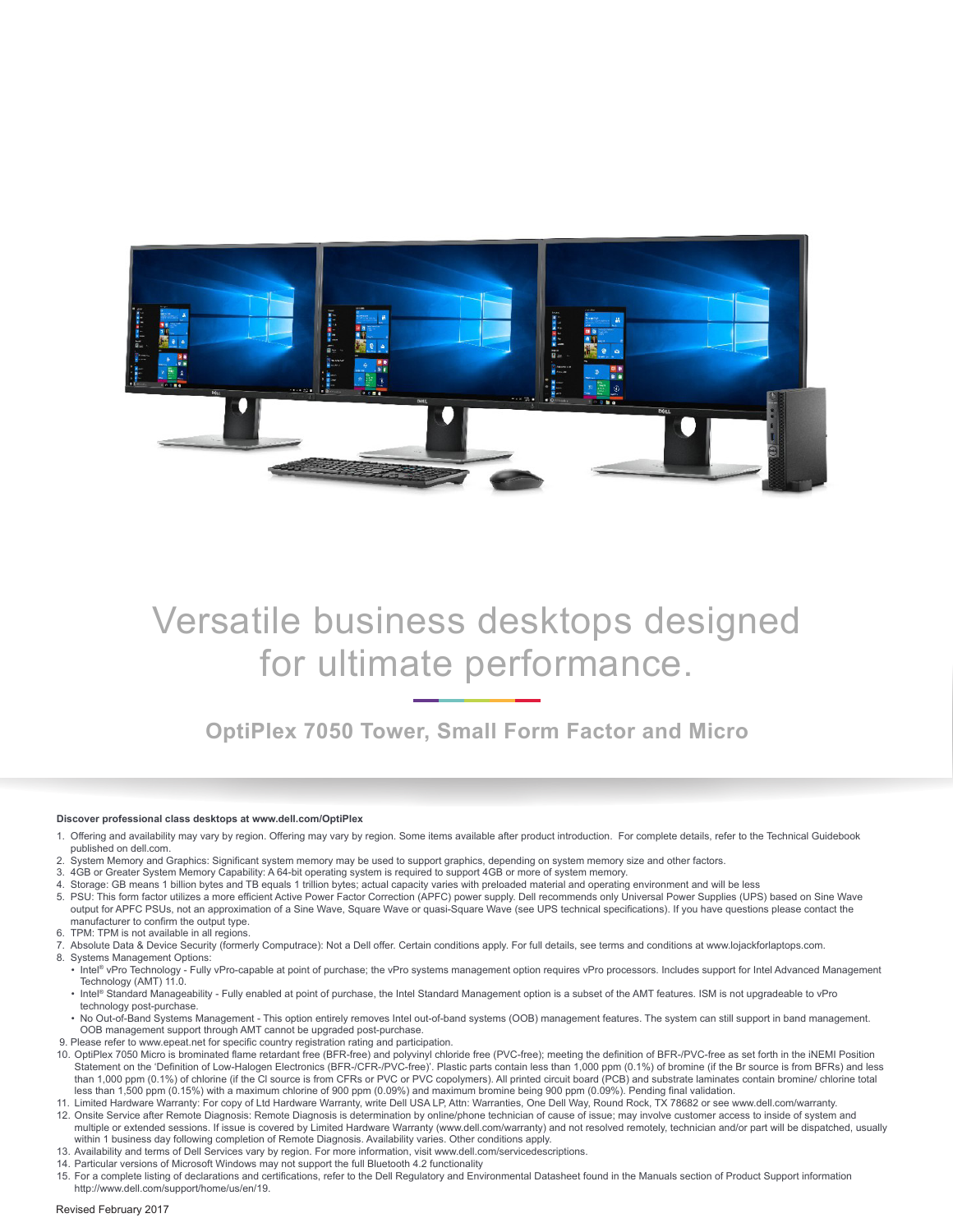# Versatile business desktops designed for ultimate performance.

## OptiPlex 7050 Tower, Small Form Factor and Micro

**Discover professional class desktops at www.dell.com/OptiPlex**

1. Offering and availability may vary by region. Offering may vary by region. Some items available after product introduction. For complete details, refer to the Technical Guidebook published on dell.com.
2. System Memory and Graphics: Significant system memory may be used to support graphics, depending on system memory size and other factors.
3. 4GB or Greater System Memory Capability: A 64-bit operating system is required to support 4GB or more of system memory.
4. Storage: GB means 1 billion bytes and TB equals 1 trillion bytes; actual capacity varies with preloaded material and operating environment and will be less
5. PSU: This form factor utilizes a more efficient Active Power Factor Correction (APFC) power supply. Dell recommends only Universal Power Supplies (UPS) based on Sine Wave output for APFC PSUs, not an approximation of a Sine Wave, Square Wave or quasi-Square Wave (see UPS technical specifications). If you have questions please contact the manufacturer to confirm the output type.
6. TPM: TPM is not available in all regions.
7. Absolute Data & Device Security (formerly Computrace): Not a Dell offer. Certain conditions apply. For full details, see terms and conditions at www.lojackforlaptops.com.
8. Systems Management Options:
   - Intel® vPro Technology - Fully vPro-capable at point of purchase; the vPro systems management option requires vPro processors. Includes support for Intel Advanced Management Technology (AMT) 11.0.
   - Intel® Standard Manageability - Fully enabled at point of purchase, the Intel Standard Management option is a subset of the AMT features. ISM is not upgradeable to vPro technology post-purchase.
   - No Out-of-Band Systems Management - This option entirely removes Intel out-of-band systems (OOB) management features. The system can still support in band management. OOB management support through AMT cannot be upgraded post-purchase.
9. Please refer to www.epeat.net for specific country registration rating and participation.
10. OptiPlex 7050 Micro is brominated flame retardant free (BFR-free) and polyvinyl chloride free (PVC-free); meeting the definition of BFR-/PVC-free as set forth in the iNEMI Position Statement on the 'Definition of Low-Halogen Electronics (BFR-/CFR-/PVC-free)'. Plastic parts contain less than 1,000 ppm (0.1%) of bromine (if the Br source is from BFRs) and less than 1,000 ppm (0.1%) of chlorine (if the Cl source is from CFRs or PVC or PVC copolymers). All printed circuit board (PCB) and substrate laminates contain bromine/ chlorine total less than 1,500 ppm (0.15%) with a maximum chlorine of 900 ppm (0.09%) and maximum bromine being 900 ppm (0.09%). Pending final validation.
11. Limited Hardware Warranty: For copy of Ltd Hardware Warranty, write Dell USA LP, Attn: Warranties, One Dell Way, Round Rock, TX 78682 or see www.dell.com/warranty.
12. Onsite Service after Remote Diagnosis: Remote Diagnosis is determination by online/phone technician of cause of issue; may involve customer access to inside of system and multiple or extended sessions. If issue is covered by Limited Hardware Warranty (www.dell.com/warranty) and not resolved remotely, technician and/or part will be dispatched, usually within 1 business day following completion of Remote Diagnosis. Availability varies. Other conditions apply.
13. Availability and terms of Dell Services vary by region. For more information, visit www.dell.com/servicedescriptions.
14. Particular versions of Microsoft Windows may not support the full Bluetooth 4.2 functionality
15. For a complete listing of declarations and certifications, refer to the Dell Regulatory and Environmental Datasheet found in the Manuals section of Product Support information http://www.dell.com/support/home/us/en/19.

Revised February 2017